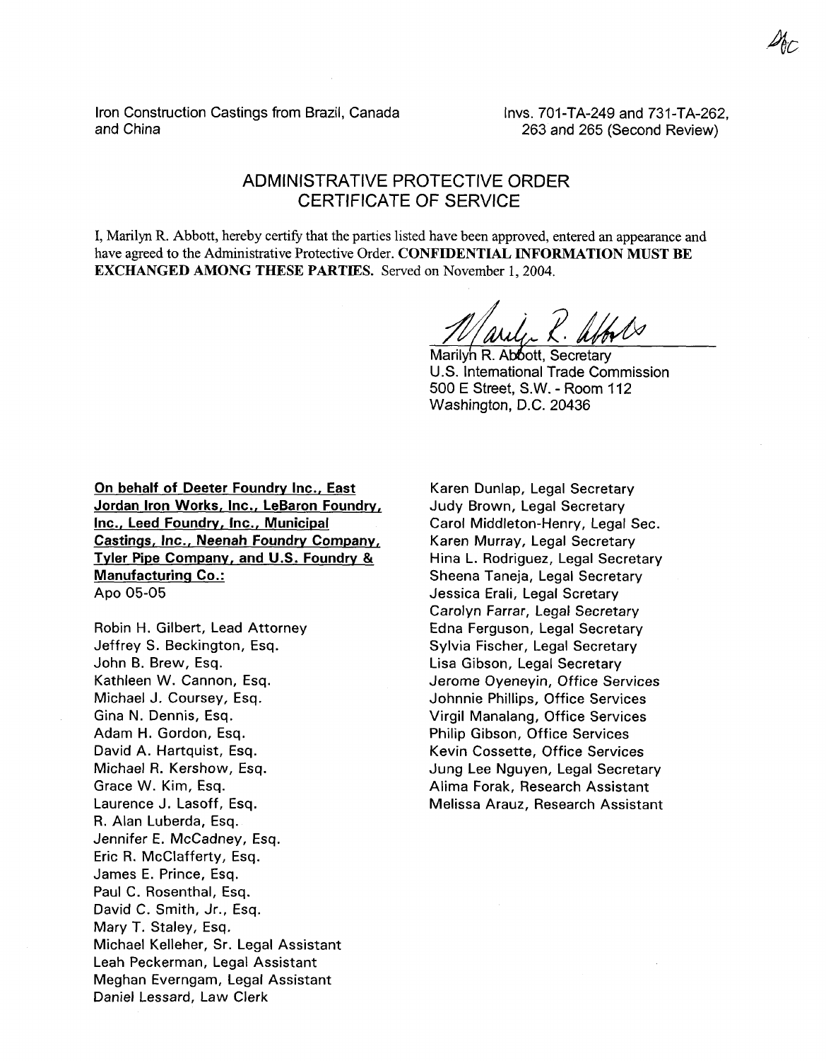Iron Construction Castings from Brazil, Canada and China

Invs. 701-TA-249 and 731-TA-262, 263 and 265 (Second Review)

## ADMINISTRATIVE PROTECTIVE ORDER CERTIFICATE OF SERVICE

I, Marilyn R. Abbott, hereby certify that the parties listed have been approved, entered an appearance and have agreed to the Administrative Protective Order. **CONFIDENTIAL INFORMATION MUST BE EXCHANGED AMONG THESE PARTIES.** Served on November 1, 2004.

Marilyn R. Abbott, Secretary
U.S. International Trade Commission
500 E Street, S.W. - Room 112
Washington, D.C. 20436

**On behalf of Deeter Foundry Inc., East Jordan Iron Works, Inc., LeBaron Foundry, Inc., Leed Foundry, Inc., Municipal Castings, Inc., Neenah Foundry Company, Tyler Pipe Company, and U.S. Foundry & Manufacturing Co.:**
Apo 05-05

Robin H. Gilbert, Lead Attorney
Jeffrey S. Beckington, Esq.
John B. Brew, Esq.
Kathleen W. Cannon, Esq.
Michael J. Coursey, Esq.
Gina N. Dennis, Esq.
Adam H. Gordon, Esq.
David A. Hartquist, Esq.
Michael R. Kershow, Esq.
Grace W. Kim, Esq.
Laurence J. Lasoff, Esq.
R. Alan Luberda, Esq.
Jennifer E. McCadney, Esq.
Eric R. McClafferty, Esq.
James E. Prince, Esq.
Paul C. Rosenthal, Esq.
David C. Smith, Jr., Esq.
Mary T. Staley, Esq.
Michael Kelleher, Sr. Legal Assistant
Leah Peckerman, Legal Assistant
Meghan Everngam, Legal Assistant
Daniel Lessard, Law Clerk
Karen Dunlap, Legal Secretary
Judy Brown, Legal Secretary
Carol Middleton-Henry, Legal Sec.
Karen Murray, Legal Secretary
Hina L. Rodriguez, Legal Secretary
Sheena Taneja, Legal Secretary
Jessica Erali, Legal Scretary
Carolyn Farrar, Legal Secretary
Edna Ferguson, Legal Secretary
Sylvia Fischer, Legal Secretary
Lisa Gibson, Legal Secretary
Jerome Oyeneyin, Office Services
Johnnie Phillips, Office Services
Virgil Manalang, Office Services
Philip Gibson, Office Services
Kevin Cossette, Office Services
Jung Lee Nguyen, Legal Secretary
Alima Forak, Research Assistant
Melissa Arauz, Research Assistant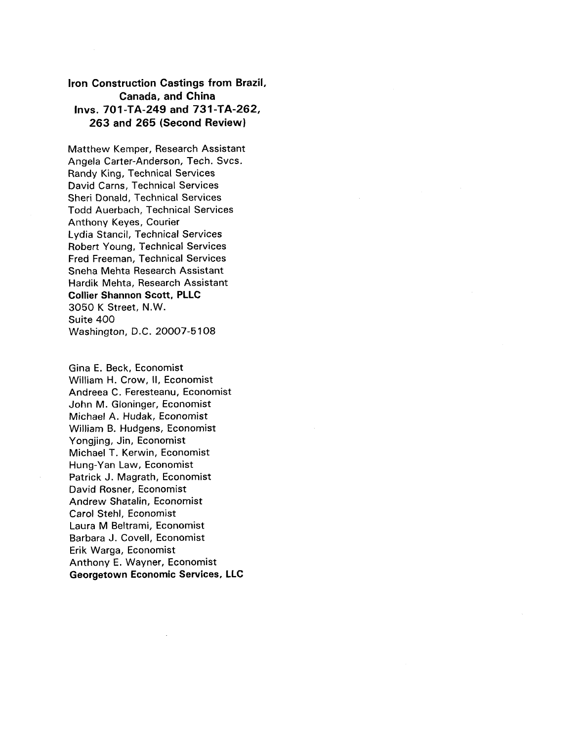**Iron Construction Castings from Brazil, Canada, and China**
**Invs. 701-TA-249 and 731-TA-262, 263 and 265 (Second Review)**

Matthew Kemper, Research Assistant
Angela Carter-Anderson, Tech. Svcs.
Randy King, Technical Services
David Carns, Technical Services
Sheri Donald, Technical Services
Todd Auerbach, Technical Services
Anthony Keyes, Courier
Lydia Stancil, Technical Services
Robert Young, Technical Services
Fred Freeman, Technical Services
Sneha Mehta Research Assistant
Hardik Mehta, Research Assistant
**Collier Shannon Scott, PLLC**
3050 K Street, N.W.
Suite 400
Washington, D.C. 20007-5108

Gina E. Beck, Economist
William H. Crow, II, Economist
Andreea C. Feresteanu, Economist
John M. Gloninger, Economist
Michael A. Hudak, Economist
William B. Hudgens, Economist
Yongjing, Jin, Economist
Michael T. Kerwin, Economist
Hung-Yan Law, Economist
Patrick J. Magrath, Economist
David Rosner, Economist
Andrew Shatalin, Economist
Carol Stehl, Economist
Laura M Beltrami, Economist
Barbara J. Covell, Economist
Erik Warga, Economist
Anthony E. Wayner, Economist
**Georgetown Economic Services, LLC**